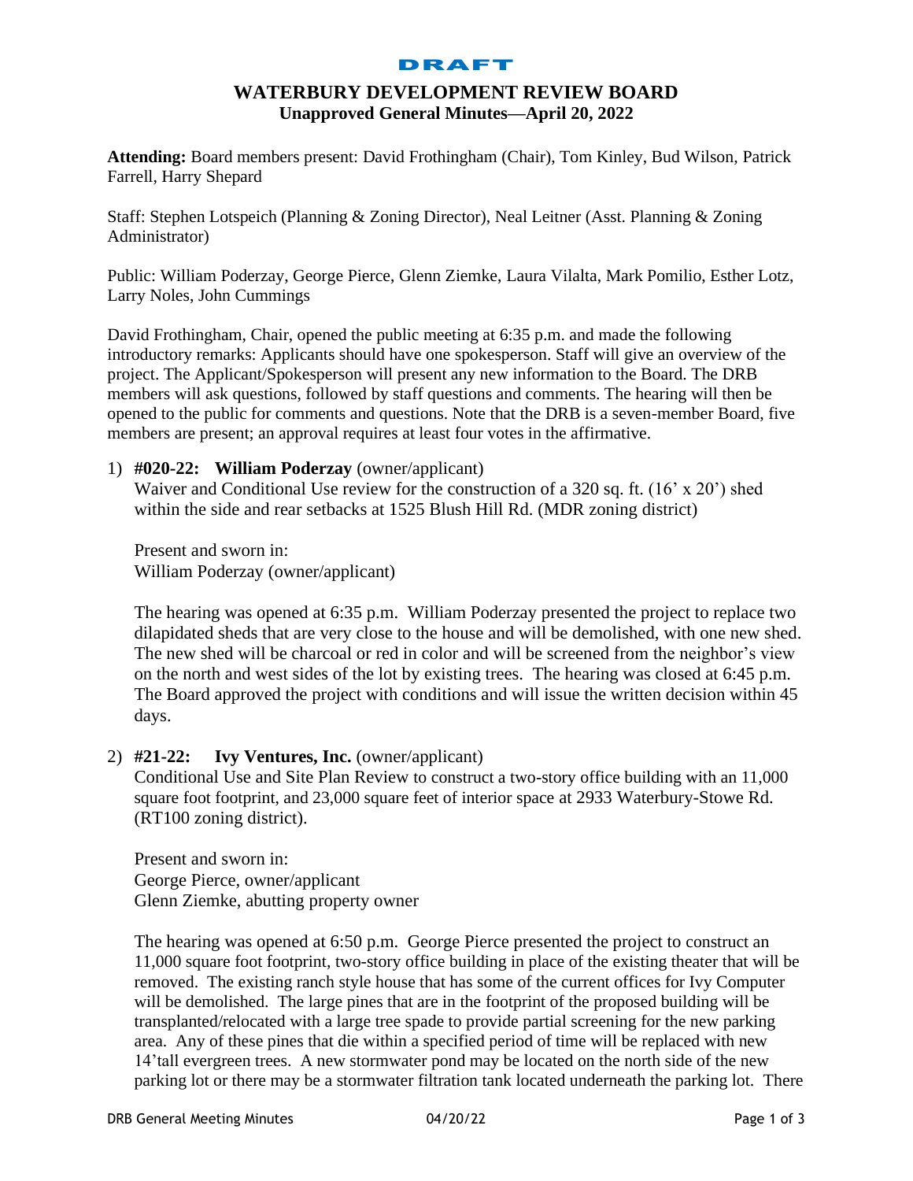DRAFT

# WATERBURY DEVELOPMENT REVIEW BOARD

## Unapproved General Minutes—April 20, 2022

**Attending:** Board members present: David Frothingham (Chair), Tom Kinley, Bud Wilson, Patrick Farrell, Harry Shepard

Staff: Stephen Lotspeich (Planning & Zoning Director), Neal Leitner (Asst. Planning & Zoning Administrator)

Public: William Poderzay, George Pierce, Glenn Ziemke, Laura Vilalta, Mark Pomilio, Esther Lotz, Larry Noles, John Cummings

David Frothingham, Chair, opened the public meeting at 6:35 p.m. and made the following introductory remarks: Applicants should have one spokesperson. Staff will give an overview of the project. The Applicant/Spokesperson will present any new information to the Board. The DRB members will ask questions, followed by staff questions and comments. The hearing will then be opened to the public for comments and questions. Note that the DRB is a seven-member Board, five members are present; an approval requires at least four votes in the affirmative.

1) **#020-22: William Poderzay** (owner/applicant)
   Waiver and Conditional Use review for the construction of a 320 sq. ft. (16' x 20') shed within the side and rear setbacks at 1525 Blush Hill Rd. (MDR zoning district)

   Present and sworn in:
   William Poderzay (owner/applicant)

   The hearing was opened at 6:35 p.m. William Poderzay presented the project to replace two dilapidated sheds that are very close to the house and will be demolished, with one new shed. The new shed will be charcoal or red in color and will be screened from the neighbor's view on the north and west sides of the lot by existing trees. The hearing was closed at 6:45 p.m. The Board approved the project with conditions and will issue the written decision within 45 days.

2) **#21-22: Ivy Ventures, Inc.** (owner/applicant)
   Conditional Use and Site Plan Review to construct a two-story office building with an 11,000 square foot footprint, and 23,000 square feet of interior space at 2933 Waterbury-Stowe Rd. (RT100 zoning district).

   Present and sworn in:
   George Pierce, owner/applicant
   Glenn Ziemke, abutting property owner

   The hearing was opened at 6:50 p.m. George Pierce presented the project to construct an 11,000 square foot footprint, two-story office building in place of the existing theater that will be removed. The existing ranch style house that has some of the current offices for Ivy Computer will be demolished. The large pines that are in the footprint of the proposed building will be transplanted/relocated with a large tree spade to provide partial screening for the new parking area. Any of these pines that die within a specified period of time will be replaced with new 14'tall evergreen trees. A new stormwater pond may be located on the north side of the new parking lot or there may be a stormwater filtration tank located underneath the parking lot. There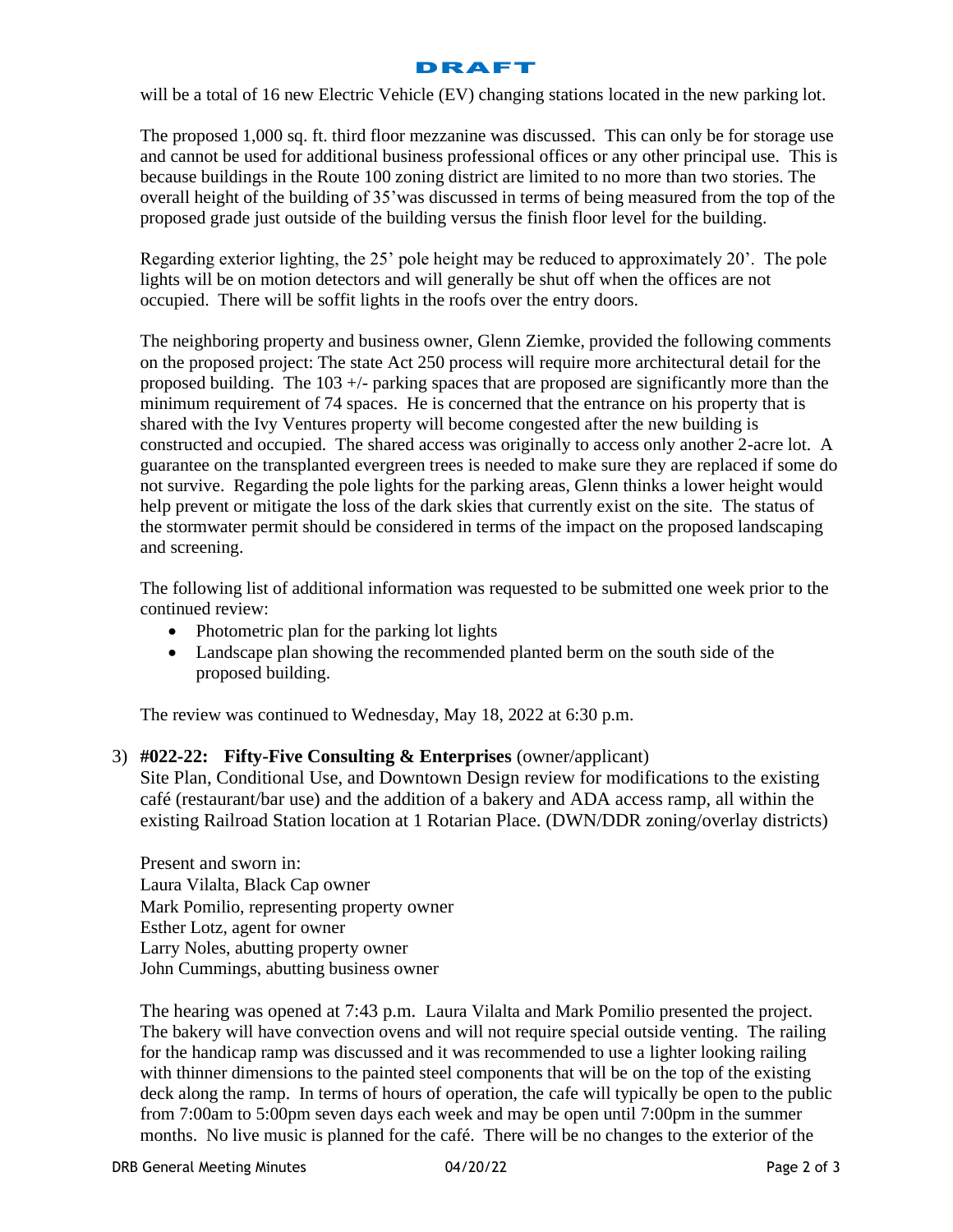DRAFT

will be a total of 16 new Electric Vehicle (EV) changing stations located in the new parking lot.

The proposed 1,000 sq. ft. third floor mezzanine was discussed. This can only be for storage use and cannot be used for additional business professional offices or any other principal use. This is because buildings in the Route 100 zoning district are limited to no more than two stories. The overall height of the building of 35'was discussed in terms of being measured from the top of the proposed grade just outside of the building versus the finish floor level for the building.

Regarding exterior lighting, the 25' pole height may be reduced to approximately 20'. The pole lights will be on motion detectors and will generally be shut off when the offices are not occupied. There will be soffit lights in the roofs over the entry doors.

The neighboring property and business owner, Glenn Ziemke, provided the following comments on the proposed project: The state Act 250 process will require more architectural detail for the proposed building. The 103 +/- parking spaces that are proposed are significantly more than the minimum requirement of 74 spaces. He is concerned that the entrance on his property that is shared with the Ivy Ventures property will become congested after the new building is constructed and occupied. The shared access was originally to access only another 2-acre lot. A guarantee on the transplanted evergreen trees is needed to make sure they are replaced if some do not survive. Regarding the pole lights for the parking areas, Glenn thinks a lower height would help prevent or mitigate the loss of the dark skies that currently exist on the site. The status of the stormwater permit should be considered in terms of the impact on the proposed landscaping and screening.

The following list of additional information was requested to be submitted one week prior to the continued review:

- Photometric plan for the parking lot lights
- Landscape plan showing the recommended planted berm on the south side of the proposed building.

The review was continued to Wednesday, May 18, 2022 at 6:30 p.m.

3) **#022-22: Fifty-Five Consulting & Enterprises** (owner/applicant)
Site Plan, Conditional Use, and Downtown Design review for modifications to the existing café (restaurant/bar use) and the addition of a bakery and ADA access ramp, all within the existing Railroad Station location at 1 Rotarian Place. (DWN/DDR zoning/overlay districts)

Present and sworn in:
Laura Vilalta, Black Cap owner
Mark Pomilio, representing property owner
Esther Lotz, agent for owner
Larry Noles, abutting property owner
John Cummings, abutting business owner

The hearing was opened at 7:43 p.m. Laura Vilalta and Mark Pomilio presented the project. The bakery will have convection ovens and will not require special outside venting. The railing for the handicap ramp was discussed and it was recommended to use a lighter looking railing with thinner dimensions to the painted steel components that will be on the top of the existing deck along the ramp. In terms of hours of operation, the cafe will typically be open to the public from 7:00am to 5:00pm seven days each week and may be open until 7:00pm in the summer months. No live music is planned for the café. There will be no changes to the exterior of the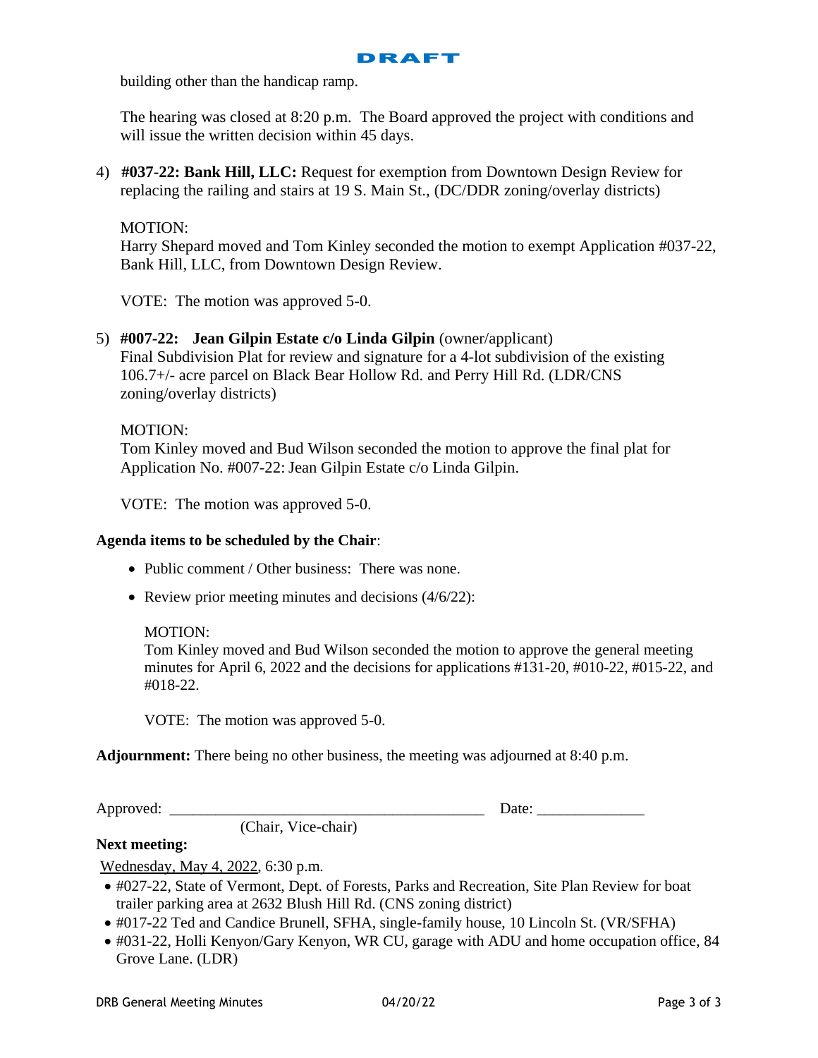DRAFT

building other than the handicap ramp.

The hearing was closed at 8:20 p.m. The Board approved the project with conditions and will issue the written decision within 45 days.

4) **#037-22: Bank Hill, LLC:** Request for exemption from Downtown Design Review for replacing the railing and stairs at 19 S. Main St., (DC/DDR zoning/overlay districts)

   MOTION:
   Harry Shepard moved and Tom Kinley seconded the motion to exempt Application #037-22, Bank Hill, LLC, from Downtown Design Review.

   VOTE: The motion was approved 5-0.

5) **#007-22: Jean Gilpin Estate c/o Linda Gilpin** (owner/applicant)
   Final Subdivision Plat for review and signature for a 4-lot subdivision of the existing 106.7+/- acre parcel on Black Bear Hollow Rd. and Perry Hill Rd. (LDR/CNS zoning/overlay districts)

   MOTION:
   Tom Kinley moved and Bud Wilson seconded the motion to approve the final plat for Application No. #007-22: Jean Gilpin Estate c/o Linda Gilpin.

   VOTE: The motion was approved 5-0.

**Agenda items to be scheduled by the Chair**:

- Public comment / Other business: There was none.
- Review prior meeting minutes and decisions (4/6/22):

  MOTION:
  Tom Kinley moved and Bud Wilson seconded the motion to approve the general meeting minutes for April 6, 2022 and the decisions for applications #131-20, #010-22, #015-22, and #018-22.

  VOTE: The motion was approved 5-0.

**Adjournment:** There being no other business, the meeting was adjourned at 8:40 p.m.

Approved: ________________________________________ Date: _____________
(Chair, Vice-chair)

**Next meeting:**

Wednesday, May 4, 2022, 6:30 p.m.

- #027-22, State of Vermont, Dept. of Forests, Parks and Recreation, Site Plan Review for boat trailer parking area at 2632 Blush Hill Rd. (CNS zoning district)
- #017-22 Ted and Candice Brunell, SFHA, single-family house, 10 Lincoln St. (VR/SFHA)
- #031-22, Holli Kenyon/Gary Kenyon, WR CU, garage with ADU and home occupation office, 84 Grove Lane. (LDR)